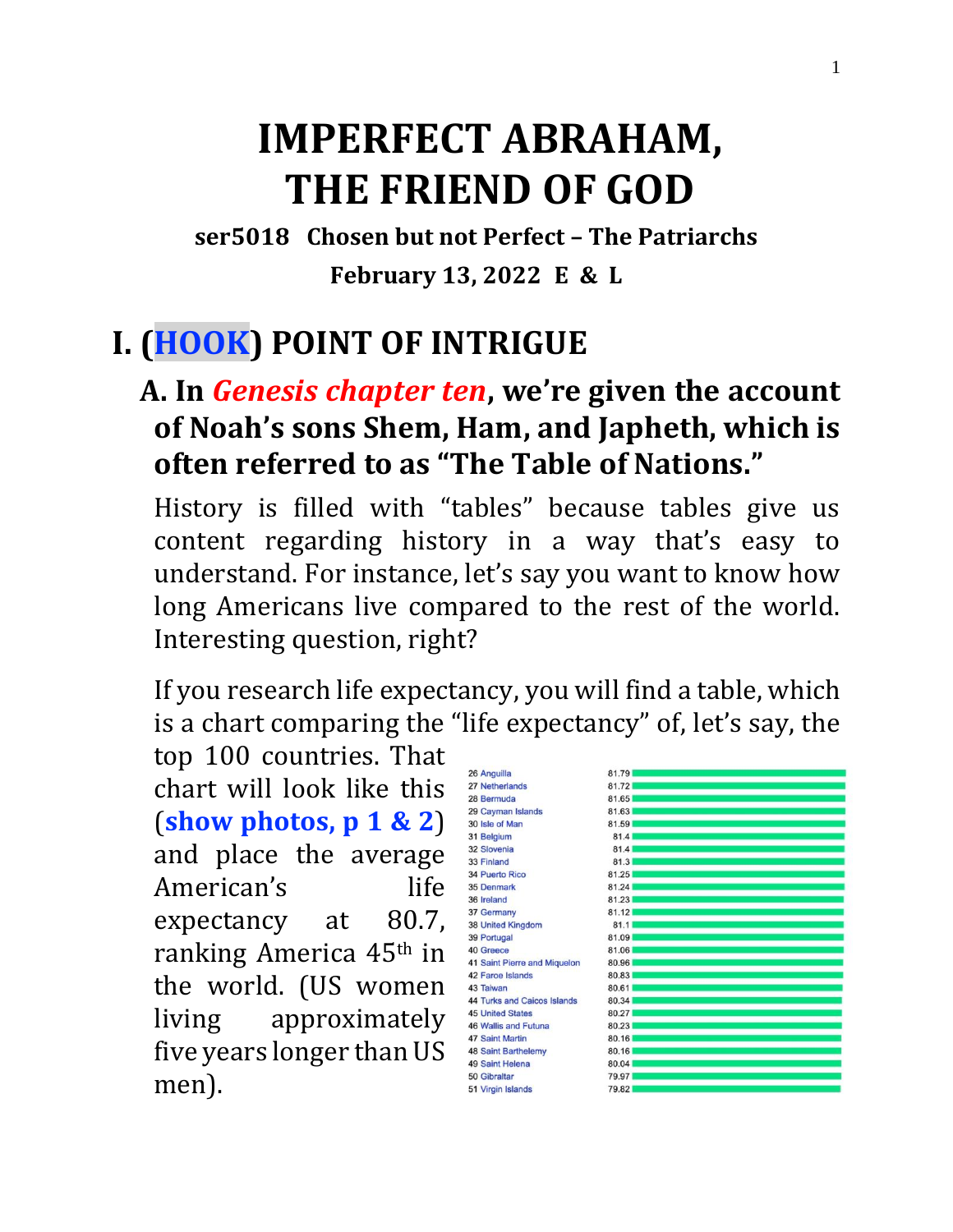# IMPERFECT ABRAHAM, THE FRIEND OF GOD

**ser5018 Chosen but not Perfect – The Patriarchs**

**February 13, 2022 E & L**

## I. (HOOK) POINT OF INTRIGUE

### A. In *Genesis chapter ten*, we're given the account of Noah's sons Shem, Ham, and Japheth, which is often referred to as "The Table of Nations."

History is filled with "tables" because tables give us content regarding history in a way that's easy to understand. For instance, let's say you want to know how long Americans live compared to the rest of the world. Interesting question, right?

If you research life expectancy, you will find a table, which is a chart comparing the "life expectancy" of, let's say, the top 100 countries. That chart will look like this (**show photos, p 1 & 2**) and place the average American's life expectancy at 80.7, ranking America 45th in the world. (US women living approximately five years longer than US men).

| Rank | Country | Life Expectancy |
|---|---|---|
| 26 | Anguilla | 81.79 |
| 27 | Netherlands | 81.72 |
| 28 | Bermuda | 81.65 |
| 29 | Cayman Islands | 81.63 |
| 30 | Isle of Man | 81.59 |
| 31 | Belgium | 81.4 |
| 32 | Slovenia | 81.4 |
| 33 | Finland | 81.3 |
| 34 | Puerto Rico | 81.25 |
| 35 | Denmark | 81.24 |
| 36 | Ireland | 81.23 |
| 37 | Germany | 81.12 |
| 38 | United Kingdom | 81.1 |
| 39 | Portugal | 81.09 |
| 40 | Greece | 81.06 |
| 41 | Saint Pierre and Miquelon | 80.96 |
| 42 | Faroe Islands | 80.83 |
| 43 | Taiwan | 80.61 |
| 44 | Turks and Caicos Islands | 80.34 |
| 45 | United States | 80.27 |
| 46 | Wallis and Futuna | 80.23 |
| 47 | Saint Martin | 80.16 |
| 48 | Saint Barthelemy | 80.16 |
| 49 | Saint Helena | 80.04 |
| 50 | Gibraltar | 79.97 |
| 51 | Virgin Islands | 79.82 |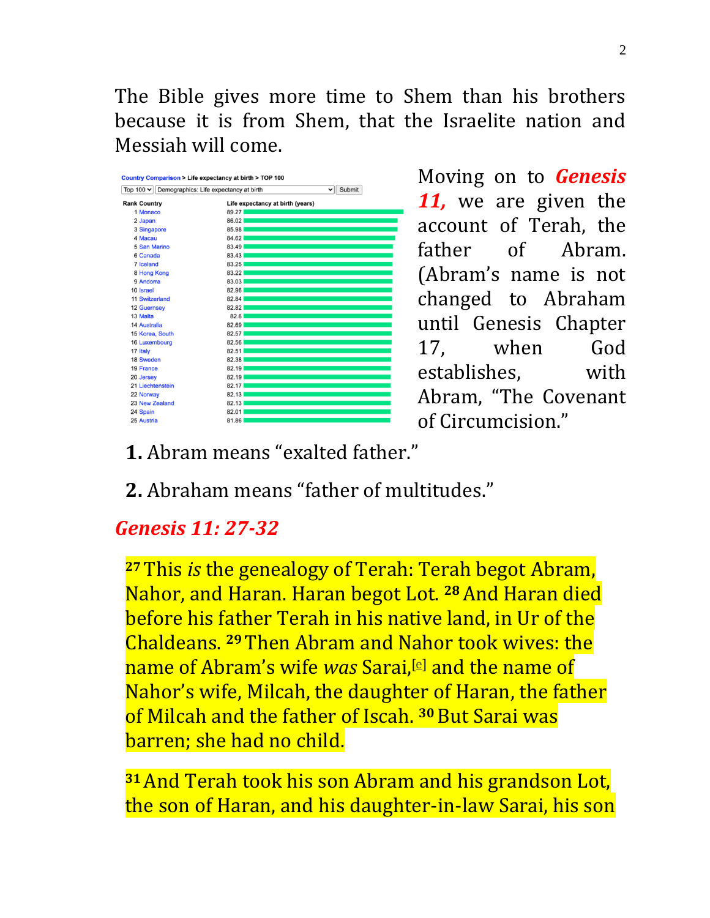The Bible gives more time to Shem than his brothers because it is from Shem, that the Israelite nation and Messiah will come.

Country Comparison > Life expectancy at birth > TOP 100

| Rank | Country | Life expectancy at birth (years) |
|---|---|---|
| 1 | Monaco | 89.27 |
| 2 | Japan | 86.02 |
| 3 | Singapore | 85.98 |
| 4 | Macau | 84.62 |
| 5 | San Marino | 83.49 |
| 6 | Canada | 83.43 |
| 7 | Iceland | 83.25 |
| 8 | Hong Kong | 83.22 |
| 9 | Andorra | 83.03 |
| 10 | Israel | 82.96 |
| 11 | Switzerland | 82.84 |
| 12 | Guernsey | 82.82 |
| 13 | Malta | 82.8 |
| 14 | Australia | 82.69 |
| 15 | Korea, South | 82.57 |
| 16 | Luxembourg | 82.56 |
| 17 | Italy | 82.51 |
| 18 | Sweden | 82.38 |
| 19 | France | 82.19 |
| 20 | Jersey | 82.19 |
| 21 | Liechtenstein | 82.17 |
| 22 | Norway | 82.13 |
| 23 | New Zealand | 82.13 |
| 24 | Spain | 82.01 |
| 25 | Austria | 81.86 |

Moving on to ***Genesis 11,*** we are given the account of Terah, the father of Abram. (Abram's name is not changed to Abraham until Genesis Chapter 17, when God establishes, with Abram, "The Covenant of Circumcision."

**1.** Abram means "exalted father."

**2.** Abraham means "father of multitudes."

***Genesis 11: 27-32***

[27] This *is* the genealogy of Terah: Terah begot Abram, Nahor, and Haran. Haran begot Lot. [28] And Haran died before his father Terah in his native land, in Ur of the Chaldeans. [29] Then Abram and Nahor took wives: the name of Abram's wife *was* Sarai,[e] and the name of Nahor's wife, Milcah, the daughter of Haran, the father of Milcah and the father of Iscah. [30] But Sarai was barren; she had no child.

[31] And Terah took his son Abram and his grandson Lot, the son of Haran, and his daughter-in-law Sarai, his son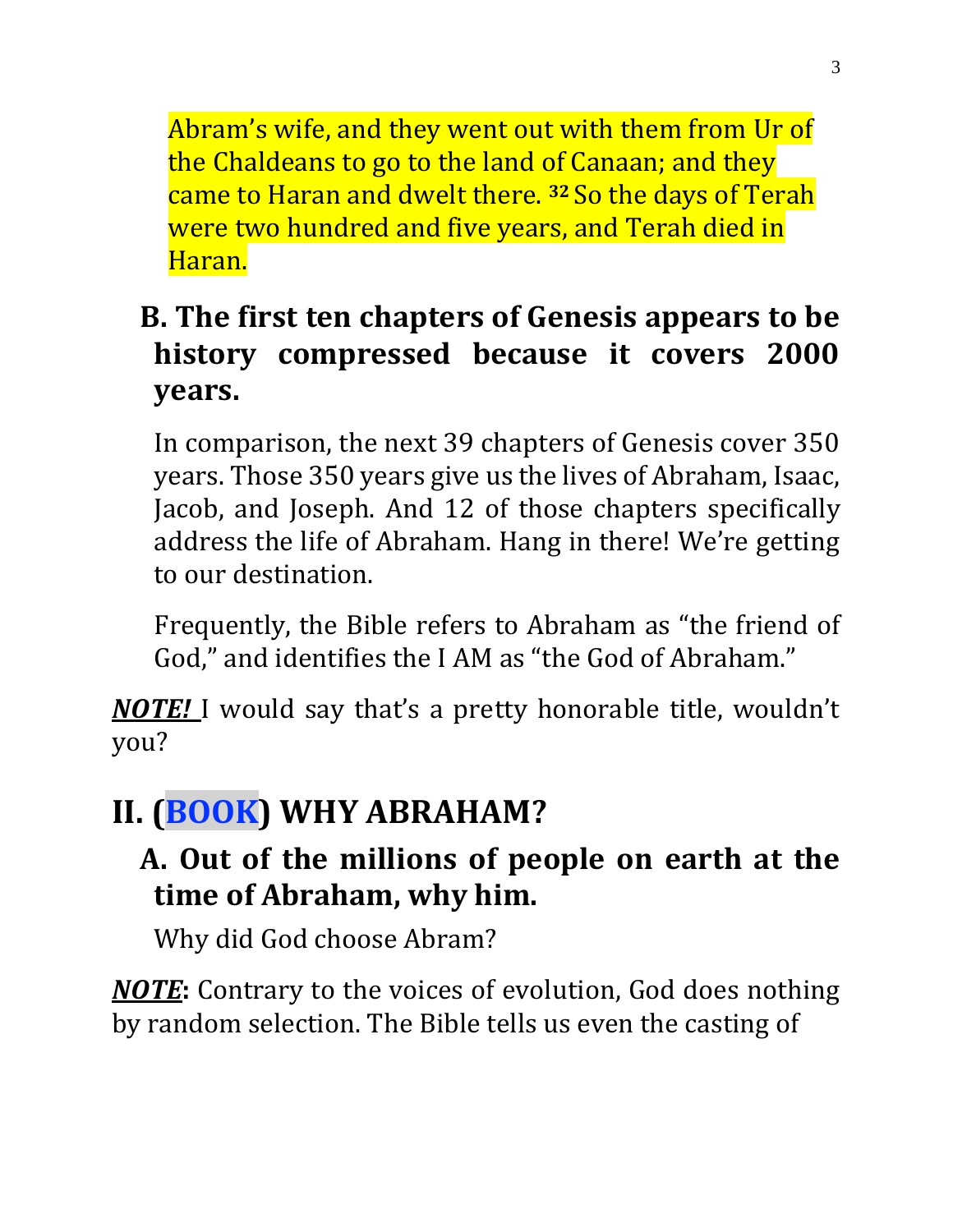Abram's wife, and they went out with them from Ur of the Chaldeans to go to the land of Canaan; and they came to Haran and dwelt there. [32] So the days of Terah were two hundred and five years, and Terah died in Haran.

### B. The first ten chapters of Genesis appears to be history compressed because it covers 2000 years.

In comparison, the next 39 chapters of Genesis cover 350 years. Those 350 years give us the lives of Abraham, Isaac, Jacob, and Joseph. And 12 of those chapters specifically address the life of Abraham. Hang in there! We're getting to our destination.

Frequently, the Bible refers to Abraham as "the friend of God," and identifies the I AM as "the God of Abraham."

***NOTE!*** I would say that's a pretty honorable title, wouldn't you?

## II. (BOOK) WHY ABRAHAM?

### A. Out of the millions of people on earth at the time of Abraham, why him.

Why did God choose Abram?

***NOTE*****:** Contrary to the voices of evolution, God does nothing by random selection. The Bible tells us even the casting of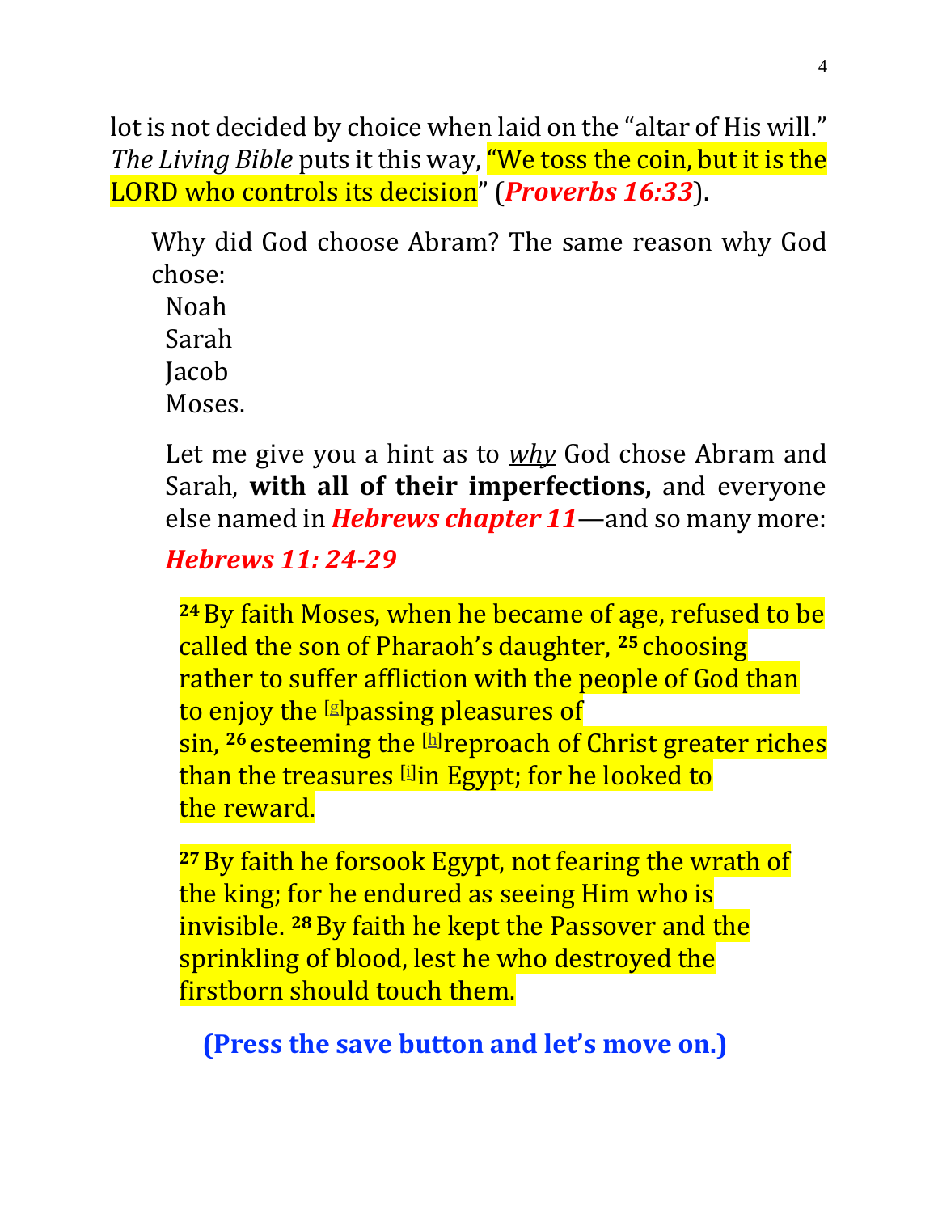lot is not decided by choice when laid on the "altar of His will." *The Living Bible* puts it this way, "We toss the coin, but it is the LORD who controls its decision" (***Proverbs 16:33***).

Why did God choose Abram? The same reason why God chose:

Noah
Sarah
Jacob
Moses.

Let me give you a hint as to *why* God chose Abram and Sarah, **with all of their imperfections,** and everyone else named in ***Hebrews chapter 11***—and so many more:

***Hebrews 11: 24-29***

> **24** By faith Moses, when he became of age, refused to be called the son of Pharaoh's daughter, **25** choosing rather to suffer affliction with the people of God than to enjoy the [g]passing pleasures of sin, **26** esteeming the [h]reproach of Christ greater riches than the treasures [i]in Egypt; for he looked to the reward.
>
> **27** By faith he forsook Egypt, not fearing the wrath of the king; for he endured as seeing Him who is invisible. **28** By faith he kept the Passover and the sprinkling of blood, lest he who destroyed the firstborn should touch them.

**(Press the save button and let's move on.)**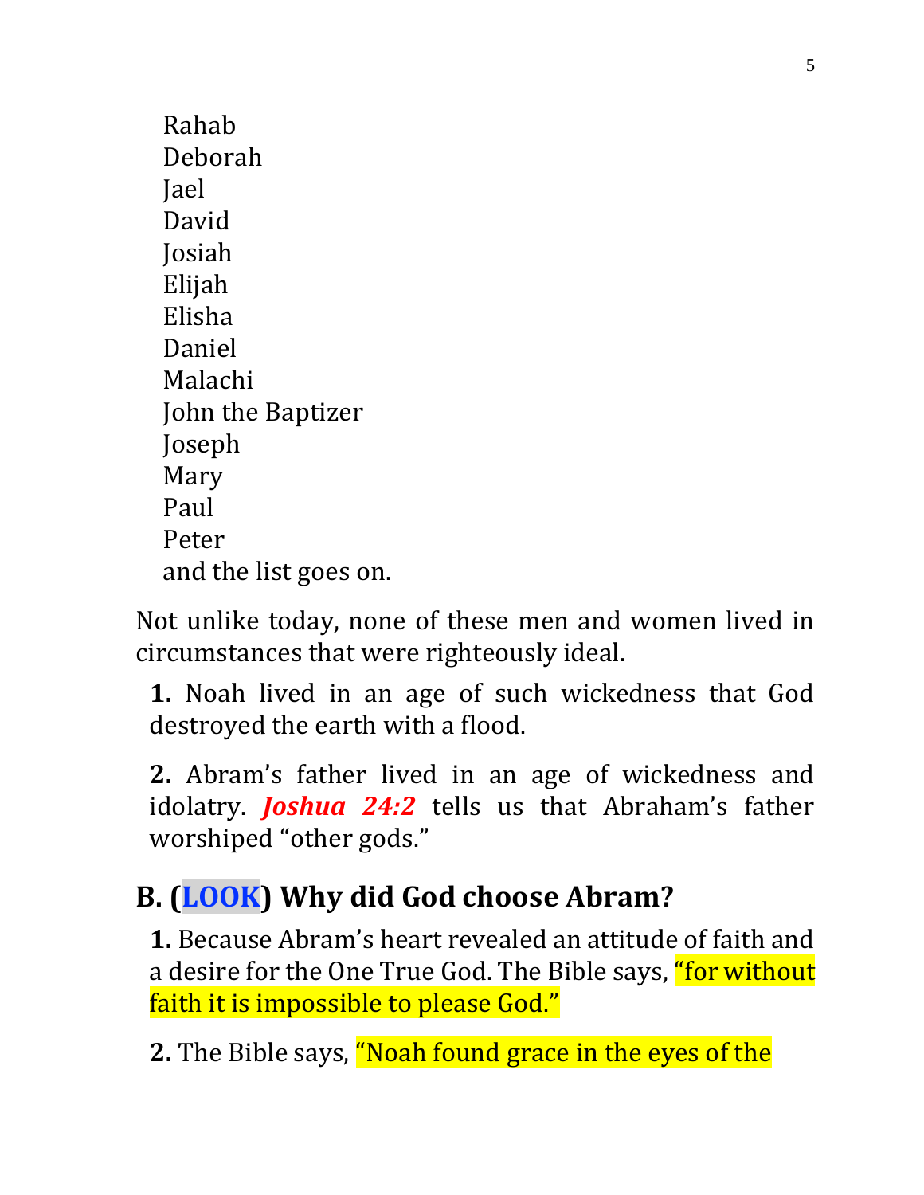Rahab  
Deborah  
Jael  
David  
Josiah  
Elijah  
Elisha  
Daniel  
Malachi  
John the Baptizer  
Joseph  
Mary  
Paul  
Peter  
and the list goes on.

Not unlike today, none of these men and women lived in circumstances that were righteously ideal.

**1.** Noah lived in an age of such wickedness that God destroyed the earth with a flood.

**2.** Abram's father lived in an age of wickedness and idolatry. ***Joshua 24:2*** tells us that Abraham's father worshiped "other gods."

## B. (LOOK) Why did God choose Abram?

**1.** Because Abram's heart revealed an attitude of faith and a desire for the One True God. The Bible says, "for without faith it is impossible to please God."

**2.** The Bible says, "Noah found grace in the eyes of the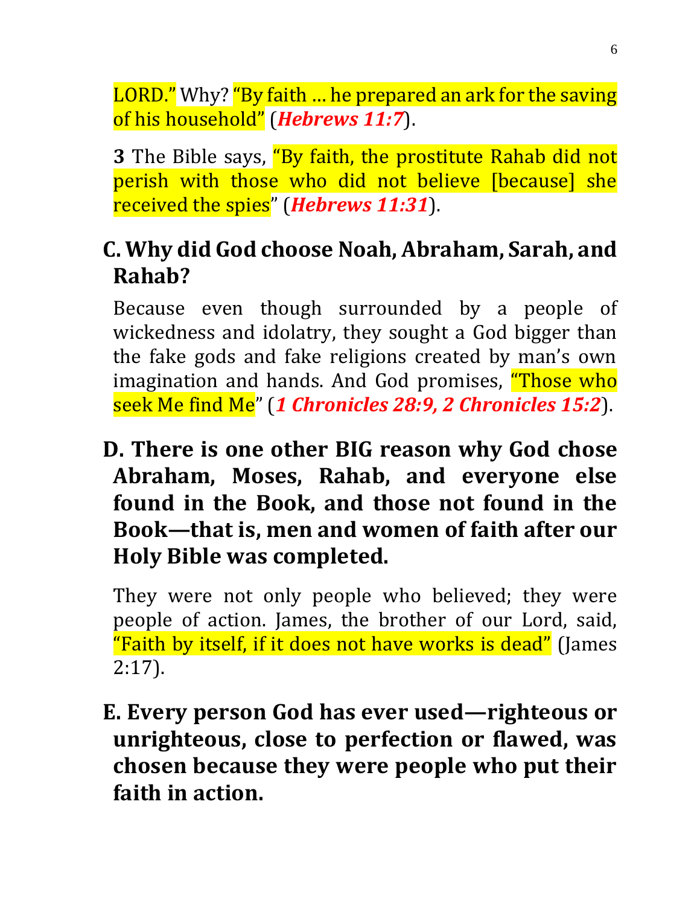LORD." Why? "By faith … he prepared an ark for the saving of his household" (***Hebrews 11:7***).

**3** The Bible says, "By faith, the prostitute Rahab did not perish with those who did not believe [because] she received the spies" (***Hebrews 11:31***).

## C. Why did God choose Noah, Abraham, Sarah, and Rahab?

Because even though surrounded by a people of wickedness and idolatry, they sought a God bigger than the fake gods and fake religions created by man's own imagination and hands. And God promises, "Those who seek Me find Me" (***1 Chronicles 28:9, 2 Chronicles 15:2***).

## D. There is one other BIG reason why God chose Abraham, Moses, Rahab, and everyone else found in the Book, and those not found in the Book—that is, men and women of faith after our Holy Bible was completed.

They were not only people who believed; they were people of action. James, the brother of our Lord, said, "Faith by itself, if it does not have works is dead" (James 2:17).

## E. Every person God has ever used—righteous or unrighteous, close to perfection or flawed, was chosen because they were people who put their faith in action.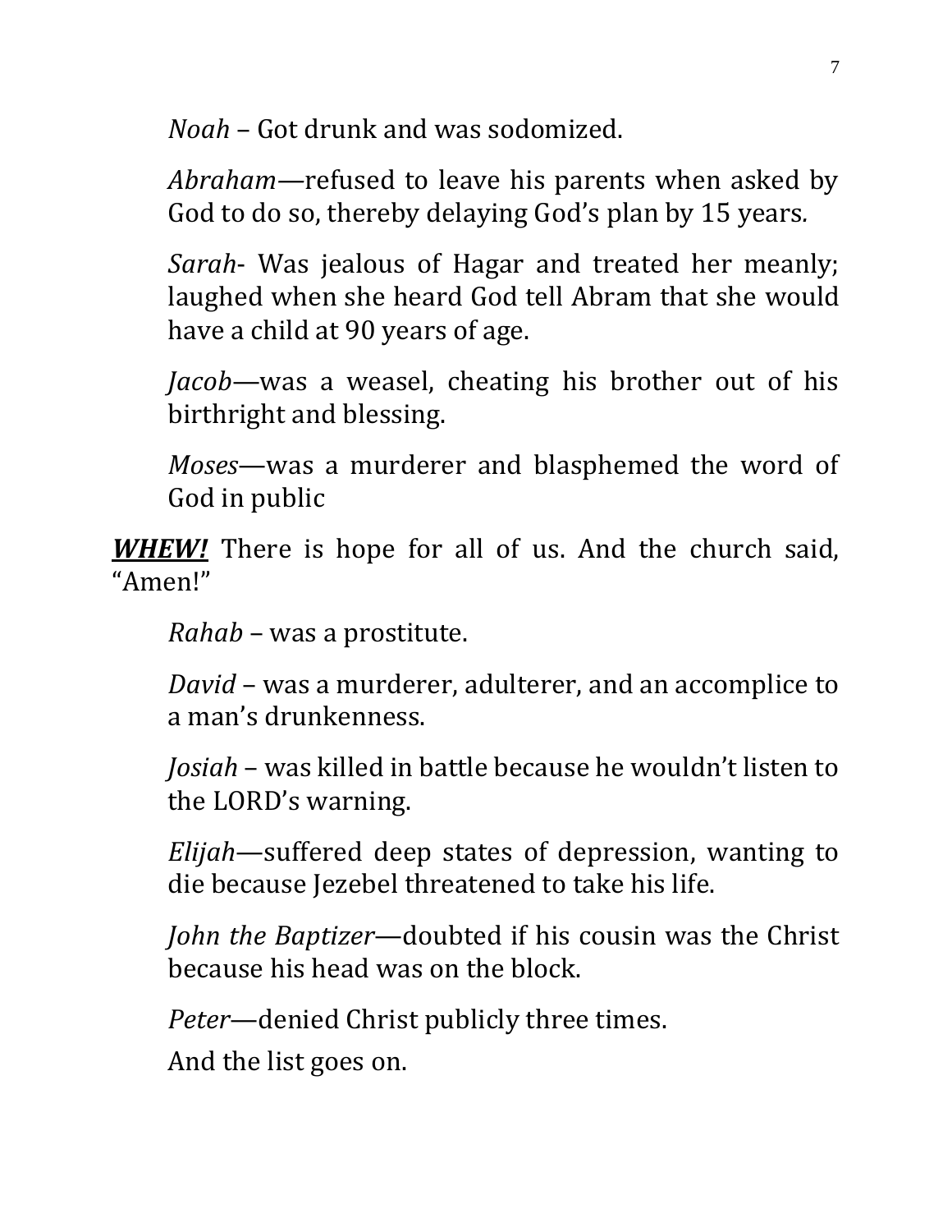*Noah* – Got drunk and was sodomized.

*Abraham*—refused to leave his parents when asked by God to do so, thereby delaying God's plan by 15 years.

*Sarah*- Was jealous of Hagar and treated her meanly; laughed when she heard God tell Abram that she would have a child at 90 years of age.

*Jacob*—was a weasel, cheating his brother out of his birthright and blessing.

*Moses*—was a murderer and blasphemed the word of God in public

***<u>WHEW!</u>*** There is hope for all of us. And the church said, "Amen!"

*Rahab* – was a prostitute.

*David* – was a murderer, adulterer, and an accomplice to a man's drunkenness.

*Josiah* – was killed in battle because he wouldn't listen to the LORD's warning.

*Elijah*—suffered deep states of depression, wanting to die because Jezebel threatened to take his life.

*John the Baptizer*—doubted if his cousin was the Christ because his head was on the block.

*Peter*—denied Christ publicly three times.

And the list goes on.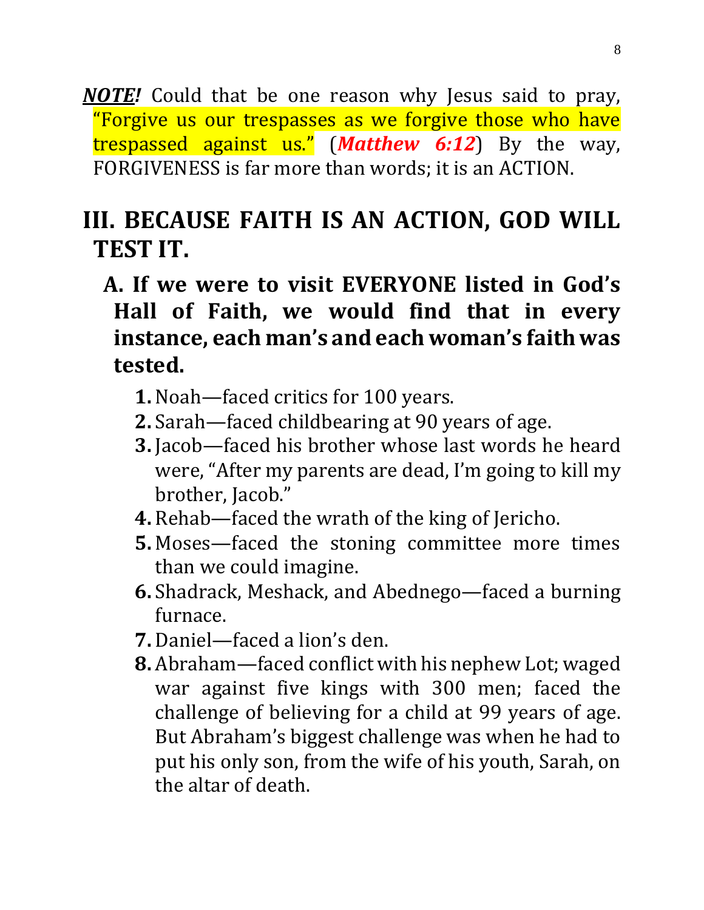***NOTE!*** Could that be one reason why Jesus said to pray, "Forgive us our trespasses as we forgive those who have trespassed against us." (***Matthew 6:12***) By the way, FORGIVENESS is far more than words; it is an ACTION.

## III. BECAUSE FAITH IS AN ACTION, GOD WILL TEST IT.

### A. If we were to visit EVERYONE listed in God's Hall of Faith, we would find that in every instance, each man's and each woman's faith was tested.

1. Noah—faced critics for 100 years.
2. Sarah—faced childbearing at 90 years of age.
3. Jacob—faced his brother whose last words he heard were, "After my parents are dead, I'm going to kill my brother, Jacob."
4. Rehab—faced the wrath of the king of Jericho.
5. Moses—faced the stoning committee more times than we could imagine.
6. Shadrack, Meshack, and Abednego—faced a burning furnace.
7. Daniel—faced a lion's den.
8. Abraham—faced conflict with his nephew Lot; waged war against five kings with 300 men; faced the challenge of believing for a child at 99 years of age. But Abraham's biggest challenge was when he had to put his only son, from the wife of his youth, Sarah, on the altar of death.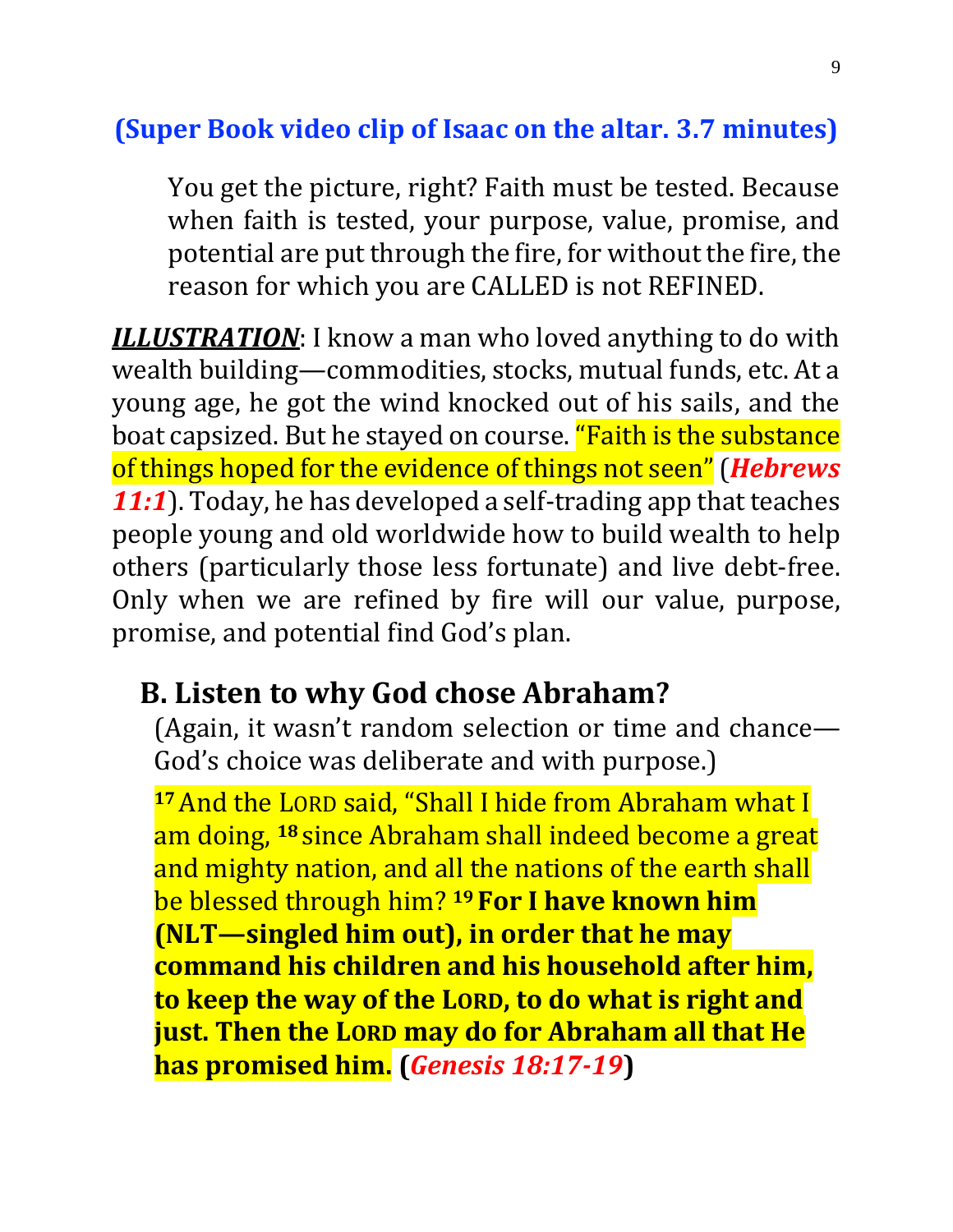**(Super Book video clip of Isaac on the altar. 3.7 minutes)**

> You get the picture, right? Faith must be tested. Because when faith is tested, your purpose, value, promise, and potential are put through the fire, for without the fire, the reason for which you are CALLED is not REFINED.

***ILLUSTRATION***: I know a man who loved anything to do with wealth building—commodities, stocks, mutual funds, etc. At a young age, he got the wind knocked out of his sails, and the boat capsized. But he stayed on course. "Faith is the substance of things hoped for the evidence of things not seen" (***Hebrews 11:1***). Today, he has developed a self-trading app that teaches people young and old worldwide how to build wealth to help others (particularly those less fortunate) and live debt-free. Only when we are refined by fire will our value, purpose, promise, and potential find God's plan.

## B. Listen to why God chose Abraham?

(Again, it wasn't random selection or time and chance—God's choice was deliberate and with purpose.)

> **17** And the LORD said, "Shall I hide from Abraham what I am doing, **18** since Abraham shall indeed become a great and mighty nation, and all the nations of the earth shall be blessed through him? **19 For I have known him (NLT—singled him out), in order that he may command his children and his household after him, to keep the way of the LORD, to do what is right and just. Then the LORD may do for Abraham all that He has promised him. (*Genesis 18:17-19*)**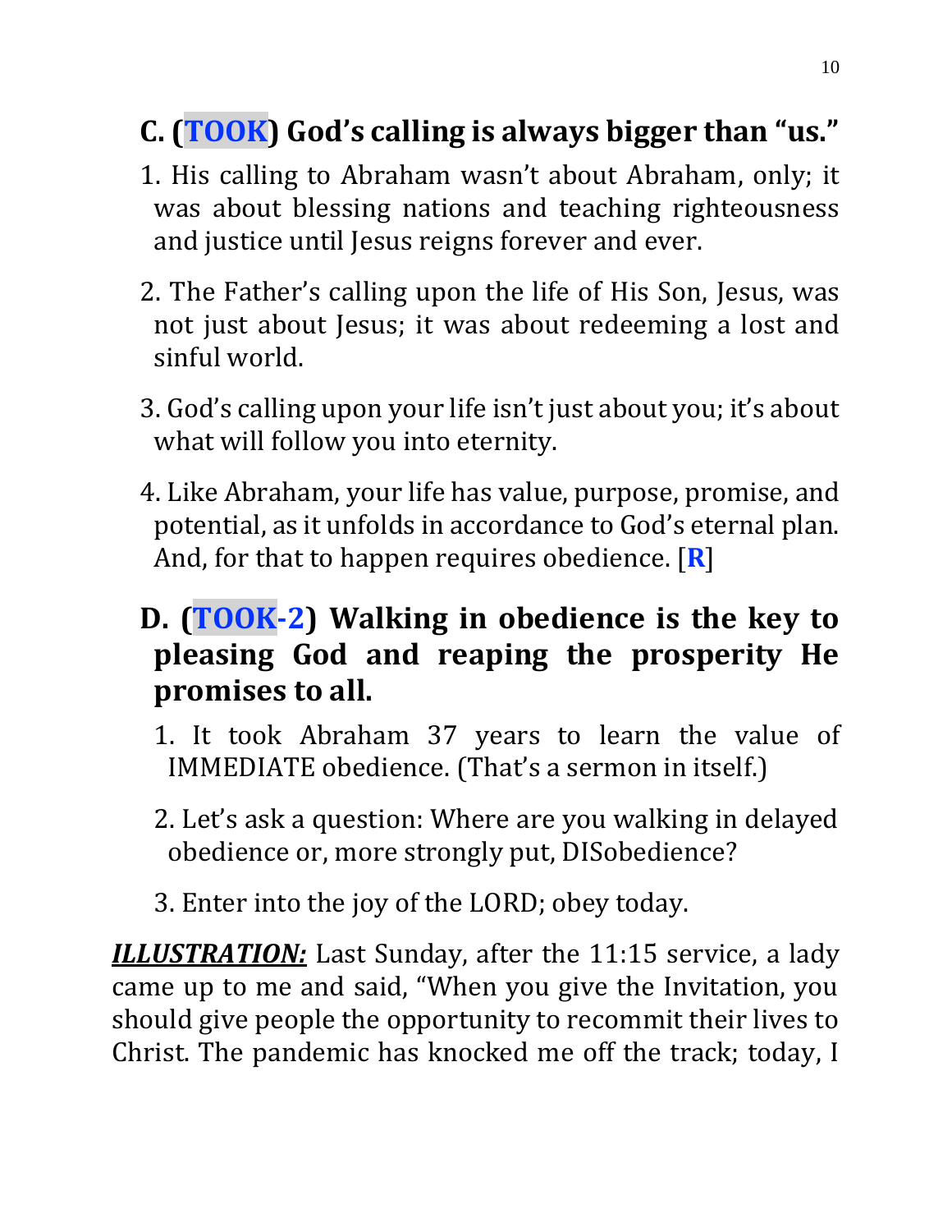## C. (TOOK) God's calling is always bigger than "us."

1. His calling to Abraham wasn't about Abraham, only; it was about blessing nations and teaching righteousness and justice until Jesus reigns forever and ever.

2. The Father's calling upon the life of His Son, Jesus, was not just about Jesus; it was about redeeming a lost and sinful world.

3. God's calling upon your life isn't just about you; it's about what will follow you into eternity.

4. Like Abraham, your life has value, purpose, promise, and potential, as it unfolds in accordance to God's eternal plan. And, for that to happen requires obedience. [**R**]

## D. (TOOK-2) Walking in obedience is the key to pleasing God and reaping the prosperity He promises to all.

1. It took Abraham 37 years to learn the value of IMMEDIATE obedience. (That's a sermon in itself.)

2. Let's ask a question: Where are you walking in delayed obedience or, more strongly put, DISobedience?

3. Enter into the joy of the LORD; obey today.

***ILLUSTRATION:*** Last Sunday, after the 11:15 service, a lady came up to me and said, "When you give the Invitation, you should give people the opportunity to recommit their lives to Christ. The pandemic has knocked me off the track; today, I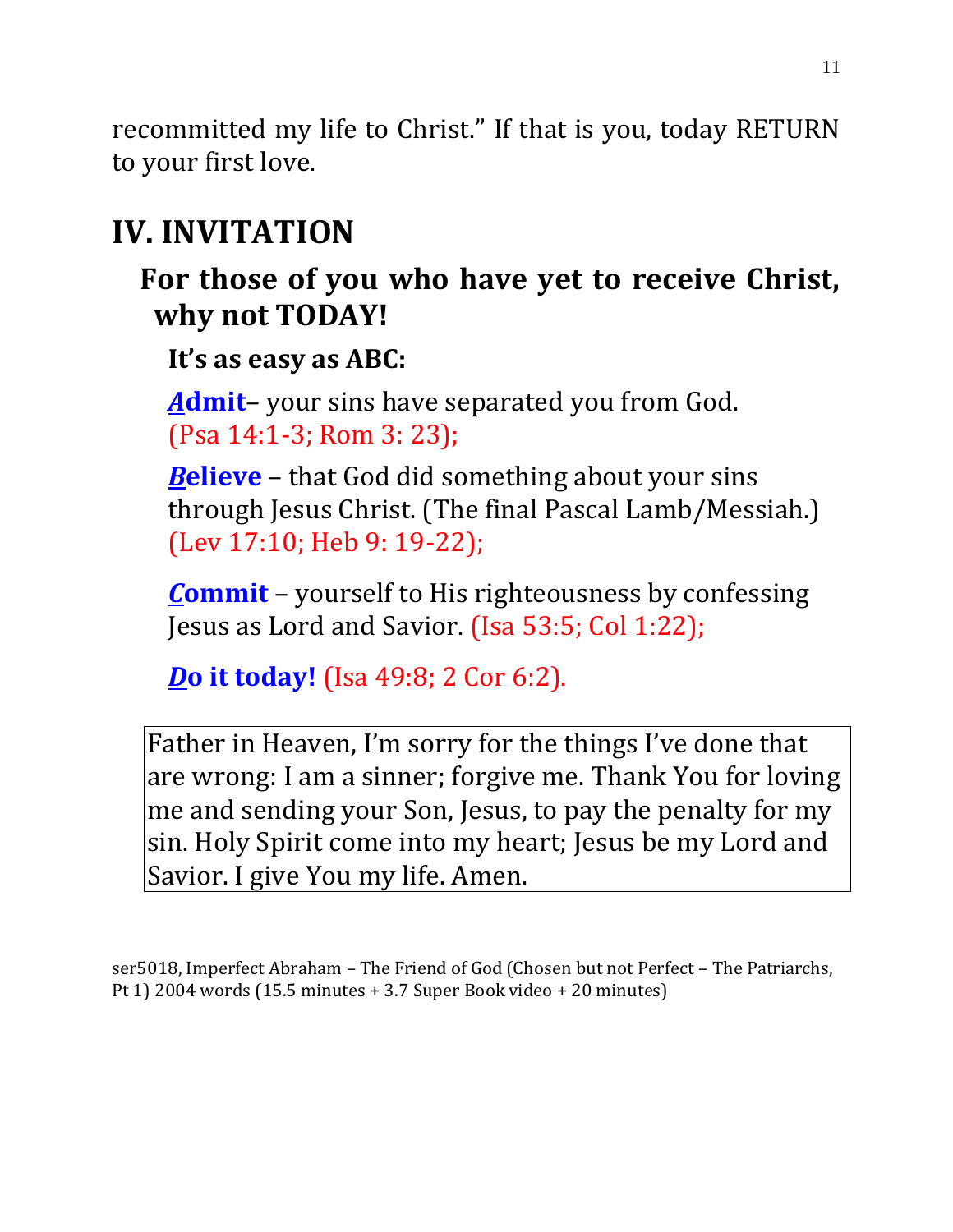recommitted my life to Christ." If that is you, today RETURN to your first love.

## IV. INVITATION

### For those of you who have yet to receive Christ, why not TODAY!

**It's as easy as ABC:**

***A*dmit**– your sins have separated you from God. (Psa 14:1-3; Rom 3: 23);

***B*elieve** – that God did something about your sins through Jesus Christ. (The final Pascal Lamb/Messiah.) (Lev 17:10; Heb 9: 19-22);

***C*ommit** – yourself to His righteousness by confessing Jesus as Lord and Savior. (Isa 53:5; Col 1:22);

***D*o it today!** (Isa 49:8; 2 Cor 6:2).

> Father in Heaven, I'm sorry for the things I've done that are wrong: I am a sinner; forgive me. Thank You for loving me and sending your Son, Jesus, to pay the penalty for my sin. Holy Spirit come into my heart; Jesus be my Lord and Savior. I give You my life. Amen.

ser5018, Imperfect Abraham – The Friend of God (Chosen but not Perfect – The Patriarchs, Pt 1) 2004 words (15.5 minutes + 3.7 Super Book video + 20 minutes)